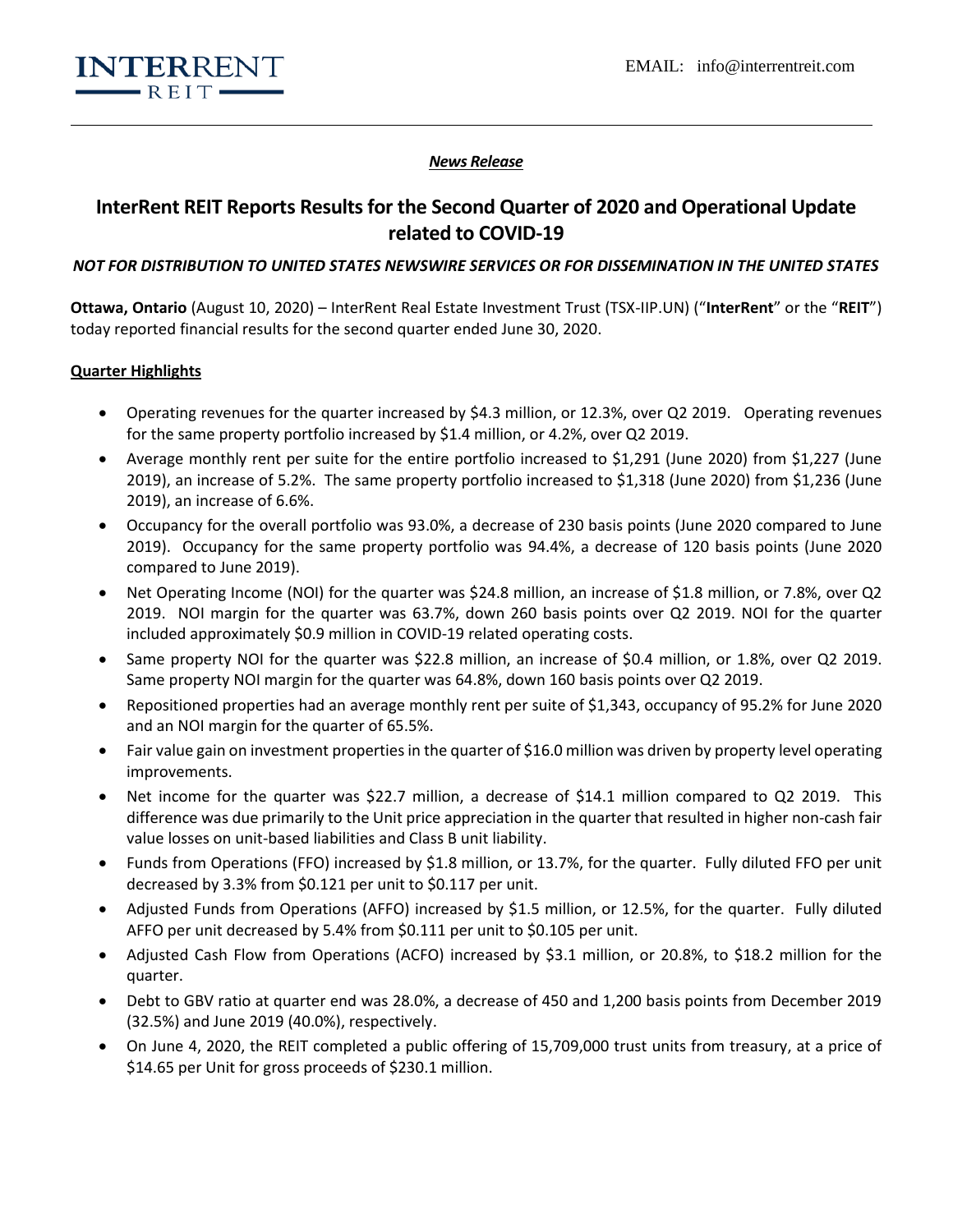EMAIL: info@interrentreit.com

***News Release***

# InterRent REIT Reports Results for the Second Quarter of 2020 and Operational Update related to COVID-19

***NOT FOR DISTRIBUTION TO UNITED STATES NEWSWIRE SERVICES OR FOR DISSEMINATION IN THE UNITED STATES***

**Ottawa, Ontario** (August 10, 2020) – InterRent Real Estate Investment Trust (TSX-IIP.UN) ("**InterRent**" or the "**REIT**") today reported financial results for the second quarter ended June 30, 2020.

## Quarter Highlights

- Operating revenues for the quarter increased by $4.3 million, or 12.3%, over Q2 2019. Operating revenues for the same property portfolio increased by $1.4 million, or 4.2%, over Q2 2019.
- Average monthly rent per suite for the entire portfolio increased to $1,291 (June 2020) from $1,227 (June 2019), an increase of 5.2%. The same property portfolio increased to $1,318 (June 2020) from $1,236 (June 2019), an increase of 6.6%.
- Occupancy for the overall portfolio was 93.0%, a decrease of 230 basis points (June 2020 compared to June 2019). Occupancy for the same property portfolio was 94.4%, a decrease of 120 basis points (June 2020 compared to June 2019).
- Net Operating Income (NOI) for the quarter was $24.8 million, an increase of $1.8 million, or 7.8%, over Q2 2019. NOI margin for the quarter was 63.7%, down 260 basis points over Q2 2019. NOI for the quarter included approximately $0.9 million in COVID-19 related operating costs.
- Same property NOI for the quarter was $22.8 million, an increase of $0.4 million, or 1.8%, over Q2 2019. Same property NOI margin for the quarter was 64.8%, down 160 basis points over Q2 2019.
- Repositioned properties had an average monthly rent per suite of $1,343, occupancy of 95.2% for June 2020 and an NOI margin for the quarter of 65.5%.
- Fair value gain on investment properties in the quarter of $16.0 million was driven by property level operating improvements.
- Net income for the quarter was $22.7 million, a decrease of $14.1 million compared to Q2 2019. This difference was due primarily to the Unit price appreciation in the quarter that resulted in higher non-cash fair value losses on unit-based liabilities and Class B unit liability.
- Funds from Operations (FFO) increased by $1.8 million, or 13.7%, for the quarter. Fully diluted FFO per unit decreased by 3.3% from $0.121 per unit to $0.117 per unit.
- Adjusted Funds from Operations (AFFO) increased by $1.5 million, or 12.5%, for the quarter. Fully diluted AFFO per unit decreased by 5.4% from $0.111 per unit to $0.105 per unit.
- Adjusted Cash Flow from Operations (ACFO) increased by $3.1 million, or 20.8%, to $18.2 million for the quarter.
- Debt to GBV ratio at quarter end was 28.0%, a decrease of 450 and 1,200 basis points from December 2019 (32.5%) and June 2019 (40.0%), respectively.
- On June 4, 2020, the REIT completed a public offering of 15,709,000 trust units from treasury, at a price of $14.65 per Unit for gross proceeds of $230.1 million.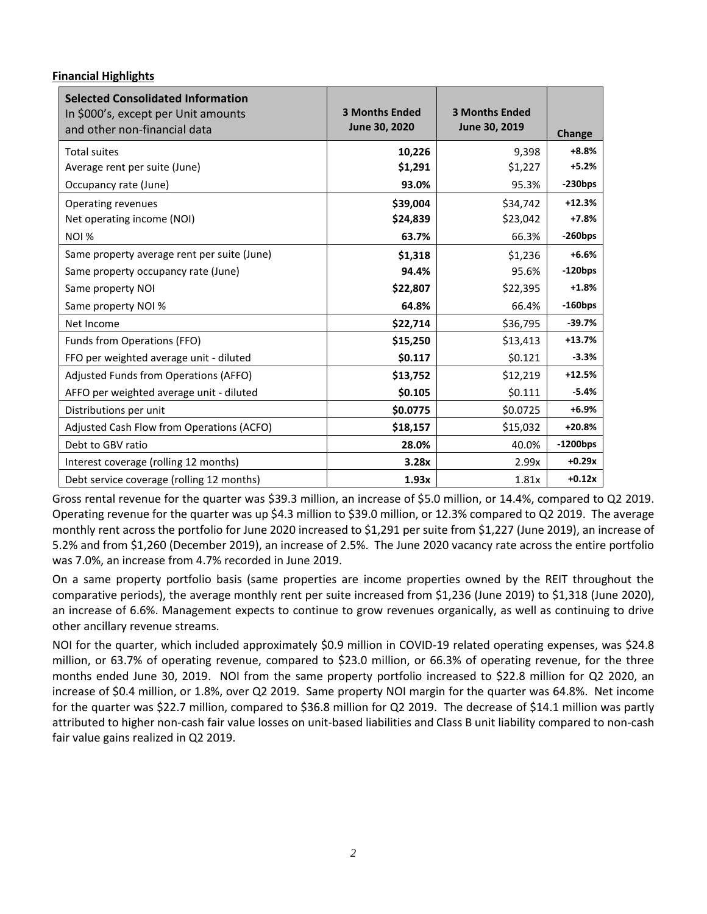**Financial Highlights**

| **Selected Consolidated Information**<br>In $000's, except per Unit amounts and other non-financial data | **3 Months Ended June 30, 2020** | **3 Months Ended June 30, 2019** | **Change** |
|---|---|---|---|
| Total suites | **10,226** | 9,398 | **+8.8%** |
| Average rent per suite (June) | **$1,291** | $1,227 | **+5.2%** |
| Occupancy rate (June) | **93.0%** | 95.3% | **-230bps** |
| Operating revenues | **$39,004** | $34,742 | **+12.3%** |
| Net operating income (NOI) | **$24,839** | $23,042 | **+7.8%** |
| NOI % | **63.7%** | 66.3% | **-260bps** |
| Same property average rent per suite (June) | **$1,318** | $1,236 | **+6.6%** |
| Same property occupancy rate (June) | **94.4%** | 95.6% | **-120bps** |
| Same property NOI | **$22,807** | $22,395 | **+1.8%** |
| Same property NOI % | **64.8%** | 66.4% | **-160bps** |
| Net Income | **$22,714** | $36,795 | **-39.7%** |
| Funds from Operations (FFO) | **$15,250** | $13,413 | **+13.7%** |
| FFO per weighted average unit - diluted | **$0.117** | $0.121 | **-3.3%** |
| Adjusted Funds from Operations (AFFO) | **$13,752** | $12,219 | **+12.5%** |
| AFFO per weighted average unit - diluted | **$0.105** | $0.111 | **-5.4%** |
| Distributions per unit | **$0.0775** | $0.0725 | **+6.9%** |
| Adjusted Cash Flow from Operations (ACFO) | **$18,157** | $15,032 | **+20.8%** |
| Debt to GBV ratio | **28.0%** | 40.0% | **-1200bps** |
| Interest coverage (rolling 12 months) | **3.28x** | 2.99x | **+0.29x** |
| Debt service coverage (rolling 12 months) | **1.93x** | 1.81x | **+0.12x** |

Gross rental revenue for the quarter was $39.3 million, an increase of $5.0 million, or 14.4%, compared to Q2 2019. Operating revenue for the quarter was up $4.3 million to $39.0 million, or 12.3% compared to Q2 2019. The average monthly rent across the portfolio for June 2020 increased to $1,291 per suite from $1,227 (June 2019), an increase of 5.2% and from $1,260 (December 2019), an increase of 2.5%. The June 2020 vacancy rate across the entire portfolio was 7.0%, an increase from 4.7% recorded in June 2019.

On a same property portfolio basis (same properties are income properties owned by the REIT throughout the comparative periods), the average monthly rent per suite increased from $1,236 (June 2019) to $1,318 (June 2020), an increase of 6.6%. Management expects to continue to grow revenues organically, as well as continuing to drive other ancillary revenue streams.

NOI for the quarter, which included approximately $0.9 million in COVID-19 related operating expenses, was $24.8 million, or 63.7% of operating revenue, compared to $23.0 million, or 66.3% of operating revenue, for the three months ended June 30, 2019. NOI from the same property portfolio increased to $22.8 million for Q2 2020, an increase of $0.4 million, or 1.8%, over Q2 2019. Same property NOI margin for the quarter was 64.8%. Net income for the quarter was $22.7 million, compared to $36.8 million for Q2 2019. The decrease of $14.1 million was partly attributed to higher non-cash fair value losses on unit-based liabilities and Class B unit liability compared to non-cash fair value gains realized in Q2 2019.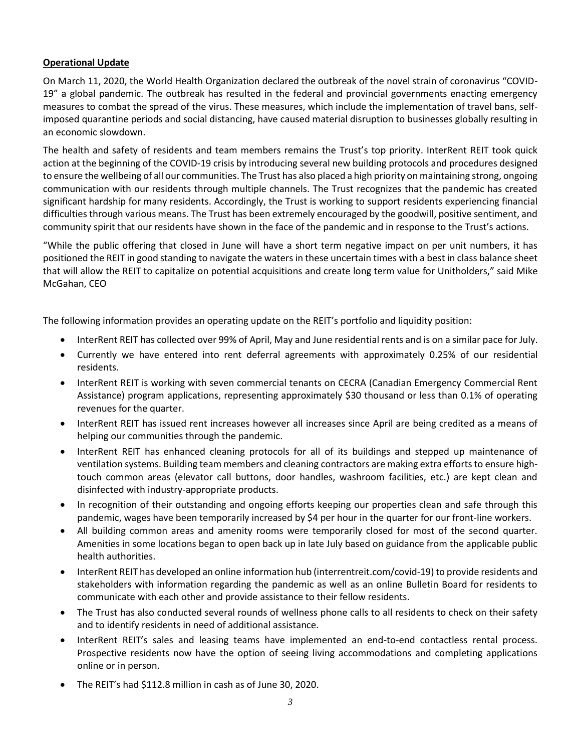**Operational Update**

On March 11, 2020, the World Health Organization declared the outbreak of the novel strain of coronavirus "COVID-19" a global pandemic. The outbreak has resulted in the federal and provincial governments enacting emergency measures to combat the spread of the virus. These measures, which include the implementation of travel bans, self-imposed quarantine periods and social distancing, have caused material disruption to businesses globally resulting in an economic slowdown.

The health and safety of residents and team members remains the Trust's top priority. InterRent REIT took quick action at the beginning of the COVID-19 crisis by introducing several new building protocols and procedures designed to ensure the wellbeing of all our communities. The Trust has also placed a high priority on maintaining strong, ongoing communication with our residents through multiple channels. The Trust recognizes that the pandemic has created significant hardship for many residents. Accordingly, the Trust is working to support residents experiencing financial difficulties through various means. The Trust has been extremely encouraged by the goodwill, positive sentiment, and community spirit that our residents have shown in the face of the pandemic and in response to the Trust's actions.

"While the public offering that closed in June will have a short term negative impact on per unit numbers, it has positioned the REIT in good standing to navigate the waters in these uncertain times with a best in class balance sheet that will allow the REIT to capitalize on potential acquisitions and create long term value for Unitholders," said Mike McGahan, CEO

The following information provides an operating update on the REIT's portfolio and liquidity position:

- InterRent REIT has collected over 99% of April, May and June residential rents and is on a similar pace for July.
- Currently we have entered into rent deferral agreements with approximately 0.25% of our residential residents.
- InterRent REIT is working with seven commercial tenants on CECRA (Canadian Emergency Commercial Rent Assistance) program applications, representing approximately $30 thousand or less than 0.1% of operating revenues for the quarter.
- InterRent REIT has issued rent increases however all increases since April are being credited as a means of helping our communities through the pandemic.
- InterRent REIT has enhanced cleaning protocols for all of its buildings and stepped up maintenance of ventilation systems. Building team members and cleaning contractors are making extra efforts to ensure high-touch common areas (elevator call buttons, door handles, washroom facilities, etc.) are kept clean and disinfected with industry-appropriate products.
- In recognition of their outstanding and ongoing efforts keeping our properties clean and safe through this pandemic, wages have been temporarily increased by $4 per hour in the quarter for our front-line workers.
- All building common areas and amenity rooms were temporarily closed for most of the second quarter. Amenities in some locations began to open back up in late July based on guidance from the applicable public health authorities.
- InterRent REIT has developed an online information hub (interrentreit.com/covid-19) to provide residents and stakeholders with information regarding the pandemic as well as an online Bulletin Board for residents to communicate with each other and provide assistance to their fellow residents.
- The Trust has also conducted several rounds of wellness phone calls to all residents to check on their safety and to identify residents in need of additional assistance.
- InterRent REIT's sales and leasing teams have implemented an end-to-end contactless rental process. Prospective residents now have the option of seeing living accommodations and completing applications online or in person.
- The REIT's had $112.8 million in cash as of June 30, 2020.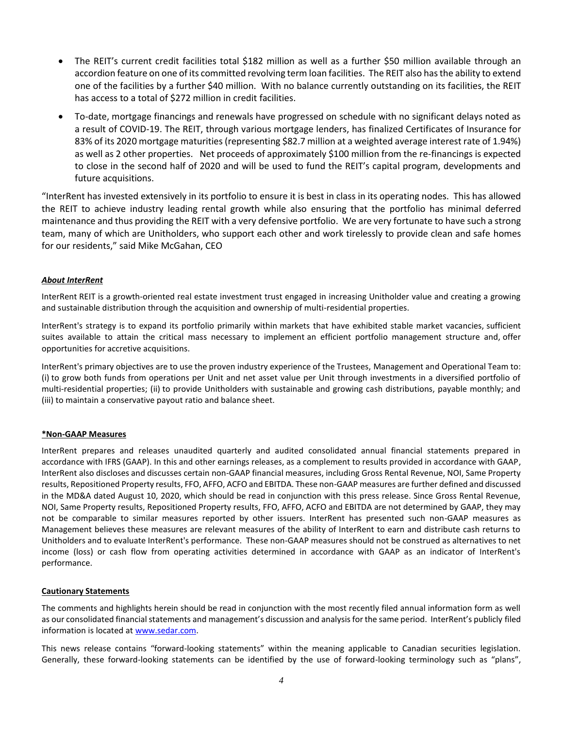- The REIT's current credit facilities total $182 million as well as a further $50 million available through an accordion feature on one of its committed revolving term loan facilities. The REIT also has the ability to extend one of the facilities by a further $40 million. With no balance currently outstanding on its facilities, the REIT has access to a total of $272 million in credit facilities.
- To-date, mortgage financings and renewals have progressed on schedule with no significant delays noted as a result of COVID-19. The REIT, through various mortgage lenders, has finalized Certificates of Insurance for 83% of its 2020 mortgage maturities (representing $82.7 million at a weighted average interest rate of 1.94%) as well as 2 other properties. Net proceeds of approximately $100 million from the re-financings is expected to close in the second half of 2020 and will be used to fund the REIT's capital program, developments and future acquisitions.

"InterRent has invested extensively in its portfolio to ensure it is best in class in its operating nodes. This has allowed the REIT to achieve industry leading rental growth while also ensuring that the portfolio has minimal deferred maintenance and thus providing the REIT with a very defensive portfolio. We are very fortunate to have such a strong team, many of which are Unitholders, who support each other and work tirelessly to provide clean and safe homes for our residents," said Mike McGahan, CEO

***About InterRent***

InterRent REIT is a growth-oriented real estate investment trust engaged in increasing Unitholder value and creating a growing and sustainable distribution through the acquisition and ownership of multi-residential properties.

InterRent's strategy is to expand its portfolio primarily within markets that have exhibited stable market vacancies, sufficient suites available to attain the critical mass necessary to implement an efficient portfolio management structure and, offer opportunities for accretive acquisitions.

InterRent's primary objectives are to use the proven industry experience of the Trustees, Management and Operational Team to: (i) to grow both funds from operations per Unit and net asset value per Unit through investments in a diversified portfolio of multi-residential properties; (ii) to provide Unitholders with sustainable and growing cash distributions, payable monthly; and (iii) to maintain a conservative payout ratio and balance sheet.

**\*Non-GAAP Measures**

InterRent prepares and releases unaudited quarterly and audited consolidated annual financial statements prepared in accordance with IFRS (GAAP). In this and other earnings releases, as a complement to results provided in accordance with GAAP, InterRent also discloses and discusses certain non-GAAP financial measures, including Gross Rental Revenue, NOI, Same Property results, Repositioned Property results, FFO, AFFO, ACFO and EBITDA. These non-GAAP measures are further defined and discussed in the MD&A dated August 10, 2020, which should be read in conjunction with this press release. Since Gross Rental Revenue, NOI, Same Property results, Repositioned Property results, FFO, AFFO, ACFO and EBITDA are not determined by GAAP, they may not be comparable to similar measures reported by other issuers. InterRent has presented such non-GAAP measures as Management believes these measures are relevant measures of the ability of InterRent to earn and distribute cash returns to Unitholders and to evaluate InterRent's performance. These non-GAAP measures should not be construed as alternatives to net income (loss) or cash flow from operating activities determined in accordance with GAAP as an indicator of InterRent's performance.

**Cautionary Statements**

The comments and highlights herein should be read in conjunction with the most recently filed annual information form as well as our consolidated financial statements and management's discussion and analysis for the same period. InterRent's publicly filed information is located at www.sedar.com.

This news release contains "forward-looking statements" within the meaning applicable to Canadian securities legislation. Generally, these forward-looking statements can be identified by the use of forward-looking terminology such as "plans",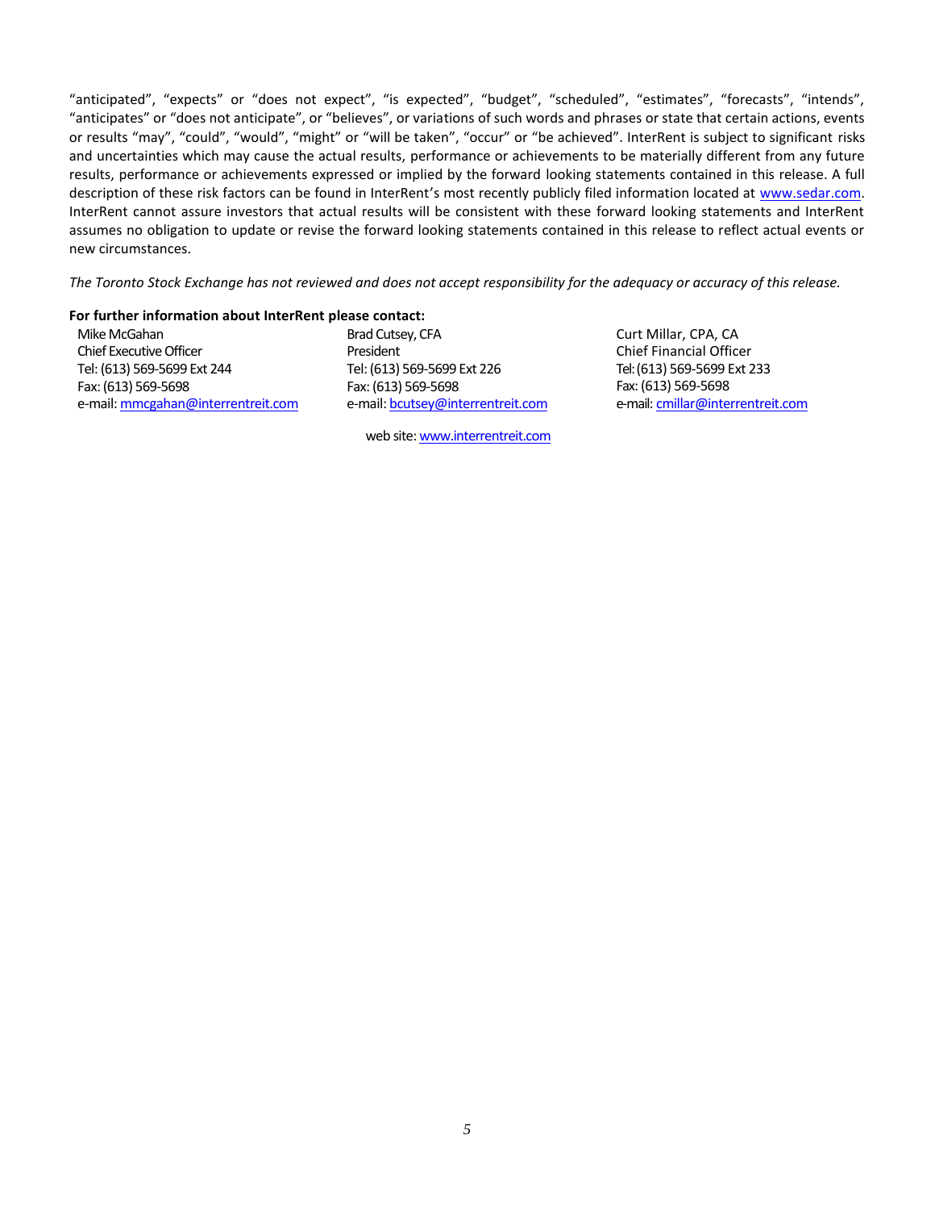"anticipated", "expects" or "does not expect", "is expected", "budget", "scheduled", "estimates", "forecasts", "intends", "anticipates" or "does not anticipate", or "believes", or variations of such words and phrases or state that certain actions, events or results "may", "could", "would", "might" or "will be taken", "occur" or "be achieved". InterRent is subject to significant risks and uncertainties which may cause the actual results, performance or achievements to be materially different from any future results, performance or achievements expressed or implied by the forward looking statements contained in this release. A full description of these risk factors can be found in InterRent's most recently publicly filed information located at www.sedar.com. InterRent cannot assure investors that actual results will be consistent with these forward looking statements and InterRent assumes no obligation to update or revise the forward looking statements contained in this release to reflect actual events or new circumstances.

*The Toronto Stock Exchange has not reviewed and does not accept responsibility for the adequacy or accuracy of this release.*

**For further information about InterRent please contact:**

Mike McGahan
Chief Executive Officer
Tel: (613) 569-5699 Ext 244
Fax: (613) 569-5698
e-mail: mmcgahan@interrentreit.com

Brad Cutsey, CFA
President
Tel: (613) 569-5699 Ext 226
Fax: (613) 569-5698
e-mail: bcutsey@interrentreit.com

Curt Millar, CPA, CA
Chief Financial Officer
Tel: (613) 569-5699 Ext 233
Fax: (613) 569-5698
e-mail: cmillar@interrentreit.com

web site: www.interrentreit.com